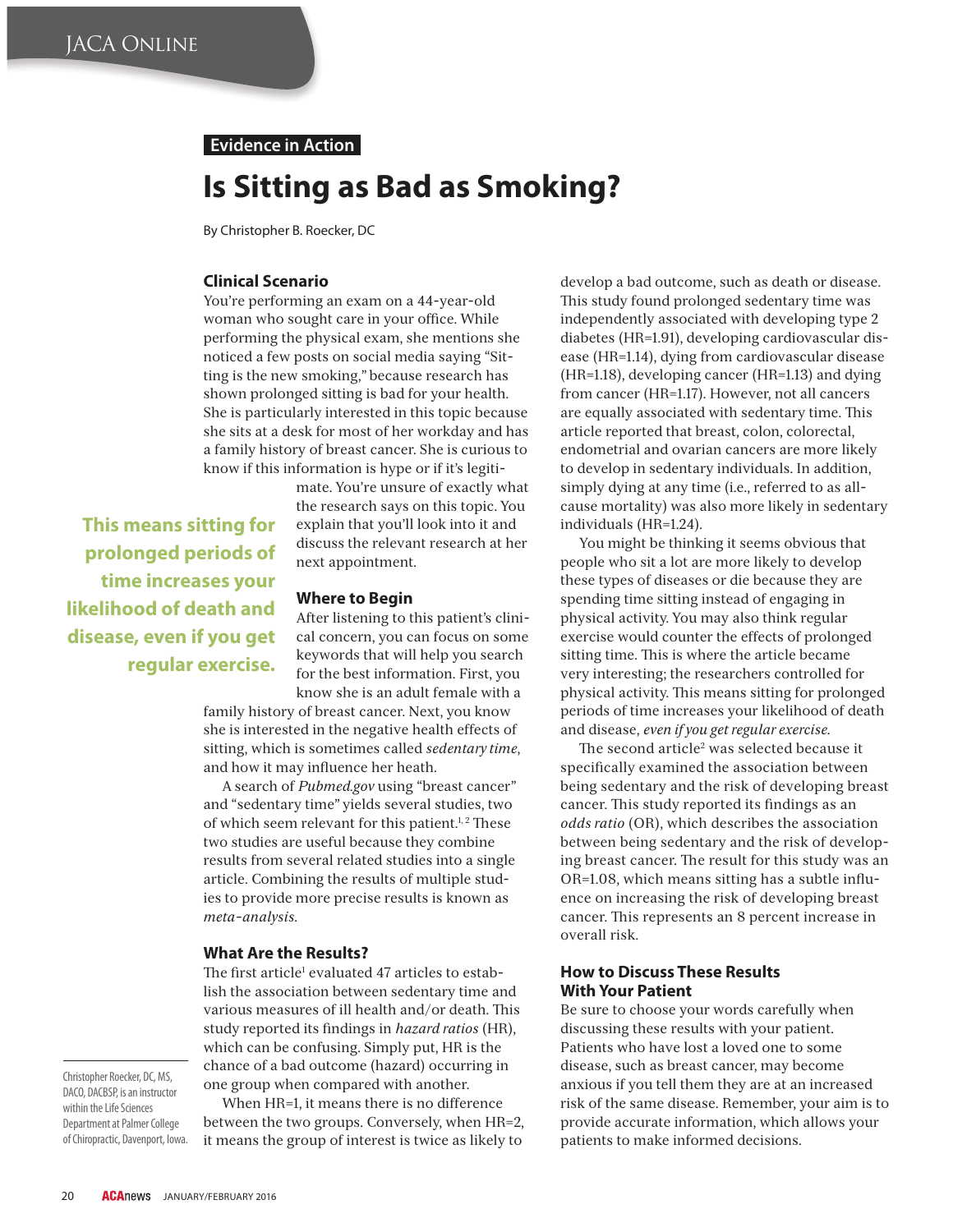Evidence in Action

# Is Sitting as Bad as Smoking?

By Christopher B. Roecker, DC

## Clinical Scenario

You're performing an exam on a 44-year-old woman who sought care in your office. While performing the physical exam, she mentions she noticed a few posts on social media saying "Sitting is the new smoking," because research has shown prolonged sitting is bad for your health. She is particularly interested in this topic because she sits at a desk for most of her workday and has a family history of breast cancer. She is curious to know if this information is hype or if it's legitimate. You're unsure of exactly what the research says on this topic. You explain that you'll look into it and discuss the relevant research at her next appointment.

> **This means sitting for prolonged periods of time increases your likelihood of death and disease, even if you get regular exercise.**

## Where to Begin

After listening to this patient's clinical concern, you can focus on some keywords that will help you search for the best information. First, you know she is an adult female with a family history of breast cancer. Next, you know she is interested in the negative health effects of sitting, which is sometimes called *sedentary time*, and how it may influence her heath.

A search of *Pubmed.gov* using "breast cancer" and "sedentary time" yields several studies, two of which seem relevant for this patient.[1,2] These two studies are useful because they combine results from several related studies into a single article. Combining the results of multiple studies to provide more precise results is known as *meta-analysis*.

## What Are the Results?

The first article[1] evaluated 47 articles to establish the association between sedentary time and various measures of ill health and/or death. This study reported its findings in *hazard ratios* (HR), which can be confusing. Simply put, HR is the chance of a bad outcome (hazard) occurring in one group when compared with another.

When HR=1, it means there is no difference between the two groups. Conversely, when HR=2, it means the group of interest is twice as likely to develop a bad outcome, such as death or disease. This study found prolonged sedentary time was independently associated with developing type 2 diabetes (HR=1.91), developing cardiovascular disease (HR=1.14), dying from cardiovascular disease (HR=1.18), developing cancer (HR=1.13) and dying from cancer (HR=1.17). However, not all cancers are equally associated with sedentary time. This article reported that breast, colon, colorectal, endometrial and ovarian cancers are more likely to develop in sedentary individuals. In addition, simply dying at any time (i.e., referred to as all-cause mortality) was also more likely in sedentary individuals (HR=1.24).

You might be thinking it seems obvious that people who sit a lot are more likely to develop these types of diseases or die because they are spending time sitting instead of engaging in physical activity. You may also think regular exercise would counter the effects of prolonged sitting time. This is where the article became very interesting; the researchers controlled for physical activity. This means sitting for prolonged periods of time increases your likelihood of death and disease, *even if you get regular exercise*.

The second article[2] was selected because it specifically examined the association between being sedentary and the risk of developing breast cancer. This study reported its findings as an *odds ratio* (OR), which describes the association between being sedentary and the risk of developing breast cancer. The result for this study was an OR=1.08, which means sitting has a subtle influence on increasing the risk of developing breast cancer. This represents an 8 percent increase in overall risk.

## How to Discuss These Results With Your Patient

Be sure to choose your words carefully when discussing these results with your patient. Patients who have lost a loved one to some disease, such as breast cancer, may become anxious if you tell them they are at an increased risk of the same disease. Remember, your aim is to provide accurate information, which allows your patients to make informed decisions.

---

Christopher Roecker, DC, MS, DACO, DACBSP, is an instructor within the Life Sciences Department at Palmer College of Chiropractic, Davenport, Iowa.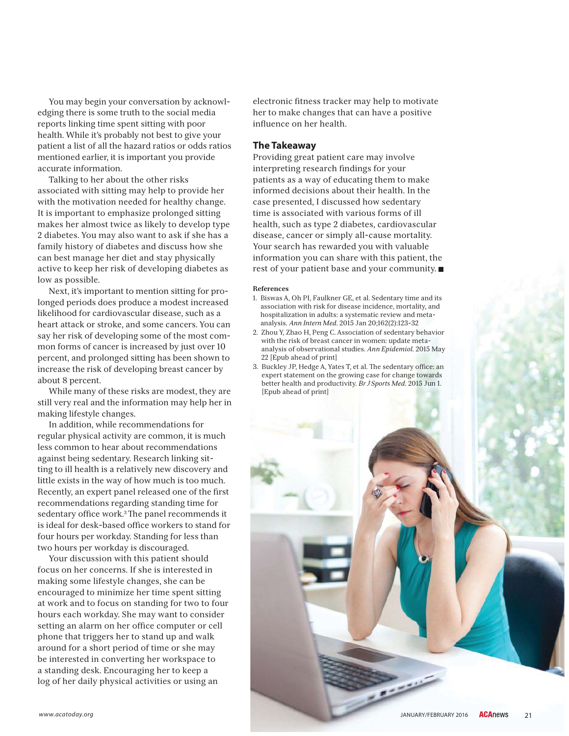You may begin your conversation by acknowledging there is some truth to the social media reports linking time spent sitting with poor health. While it's probably not best to give your patient a list of all the hazard ratios or odds ratios mentioned earlier, it is important you provide accurate information.

Talking to her about the other risks associated with sitting may help to provide her with the motivation needed for healthy change. It is important to emphasize prolonged sitting makes her almost twice as likely to develop type 2 diabetes. You may also want to ask if she has a family history of diabetes and discuss how she can best manage her diet and stay physically active to keep her risk of developing diabetes as low as possible.

Next, it's important to mention sitting for prolonged periods does produce a modest increased likelihood for cardiovascular disease, such as a heart attack or stroke, and some cancers. You can say her risk of developing some of the most common forms of cancer is increased by just over 10 percent, and prolonged sitting has shown to increase the risk of developing breast cancer by about 8 percent.

While many of these risks are modest, they are still very real and the information may help her in making lifestyle changes.

In addition, while recommendations for regular physical activity are common, it is much less common to hear about recommendations against being sedentary. Research linking sitting to ill health is a relatively new discovery and little exists in the way of how much is too much. Recently, an expert panel released one of the first recommendations regarding standing time for sedentary office work.[3] The panel recommends it is ideal for desk-based office workers to stand for four hours per workday. Standing for less than two hours per workday is discouraged.

Your discussion with this patient should focus on her concerns. If she is interested in making some lifestyle changes, she can be encouraged to minimize her time spent sitting at work and to focus on standing for two to four hours each workday. She may want to consider setting an alarm on her office computer or cell phone that triggers her to stand up and walk around for a short period of time or she may be interested in converting her workspace to a standing desk. Encouraging her to keep a log of her daily physical activities or using an electronic fitness tracker may help to motivate her to make changes that can have a positive influence on her health.

## The Takeaway

Providing great patient care may involve interpreting research findings for your patients as a way of educating them to make informed decisions about their health. In the case presented, I discussed how sedentary time is associated with various forms of ill health, such as type 2 diabetes, cardiovascular disease, cancer or simply all-cause mortality. Your search has rewarded you with valuable information you can share with this patient, the rest of your patient base and your community. ■

### References

1. Biswas A, Oh PI, Faulkner GE, et al. Sedentary time and its association with risk for disease incidence, mortality, and hospitalization in adults: a systematic review and meta-analysis. *Ann Intern Med.* 2015 Jan 20;162(2):123-32
2. Zhou Y, Zhao H, Peng C. Association of sedentary behavior with the risk of breast cancer in women: update meta-analysis of observational studies. *Ann Epidemiol.* 2015 May 22 [Epub ahead of print]
3. Buckley JP, Hedge A, Yates T, et al. The sedentary office: an expert statement on the growing case for change towards better health and productivity. *Br J Sports Med.* 2015 Jun 1. [Epub ahead of print]